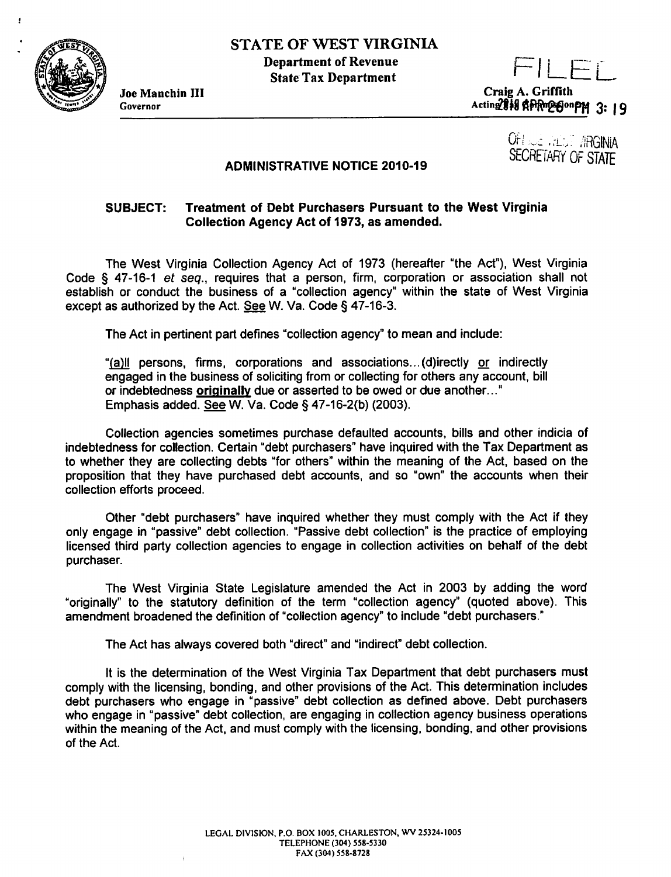# STATE OF WEST VIRGINIA

**Department of Revenue**
**State Tax Department**

**Joe Manchin III**
Governor

**Craig A. Griffith**
Acting 2010 APR 26 PM 3: 19

FILED

OFFICE WEST VIRGINIA
SECRETARY OF STATE

## ADMINISTRATIVE NOTICE 2010-19

**SUBJECT: Treatment of Debt Purchasers Pursuant to the West Virginia Collection Agency Act of 1973, as amended.**

The West Virginia Collection Agency Act of 1973 (hereafter "the Act"), West Virginia Code § 47-16-1 *et seq.*, requires that a person, firm, corporation or association shall not establish or conduct the business of a "collection agency" within the state of West Virginia except as authorized by the Act. See W. Va. Code § 47-16-3.

The Act in pertinent part defines "collection agency" to mean and include:

> "(a)ll persons, firms, corporations and associations...(d)irectly or indirectly engaged in the business of soliciting from or collecting for others any account, bill or indebtedness **originally** due or asserted to be owed or due another..." Emphasis added. See W. Va. Code § 47-16-2(b) (2003).

Collection agencies sometimes purchase defaulted accounts, bills and other indicia of indebtedness for collection. Certain "debt purchasers" have inquired with the Tax Department as to whether they are collecting debts "for others" within the meaning of the Act, based on the proposition that they have purchased debt accounts, and so "own" the accounts when their collection efforts proceed.

Other "debt purchasers" have inquired whether they must comply with the Act if they only engage in "passive" debt collection. "Passive debt collection" is the practice of employing licensed third party collection agencies to engage in collection activities on behalf of the debt purchaser.

The West Virginia State Legislature amended the Act in 2003 by adding the word "originally" to the statutory definition of the term "collection agency" (quoted above). This amendment broadened the definition of "collection agency" to include "debt purchasers."

The Act has always covered both "direct" and "indirect" debt collection.

It is the determination of the West Virginia Tax Department that debt purchasers must comply with the licensing, bonding, and other provisions of the Act. This determination includes debt purchasers who engage in "passive" debt collection as defined above. Debt purchasers who engage in "passive" debt collection, are engaging in collection agency business operations within the meaning of the Act, and must comply with the licensing, bonding, and other provisions of the Act.

LEGAL DIVISION, P.O. BOX 1005, CHARLESTON, WV 25324-1005
TELEPHONE (304) 558-5330
FAX (304) 558-8728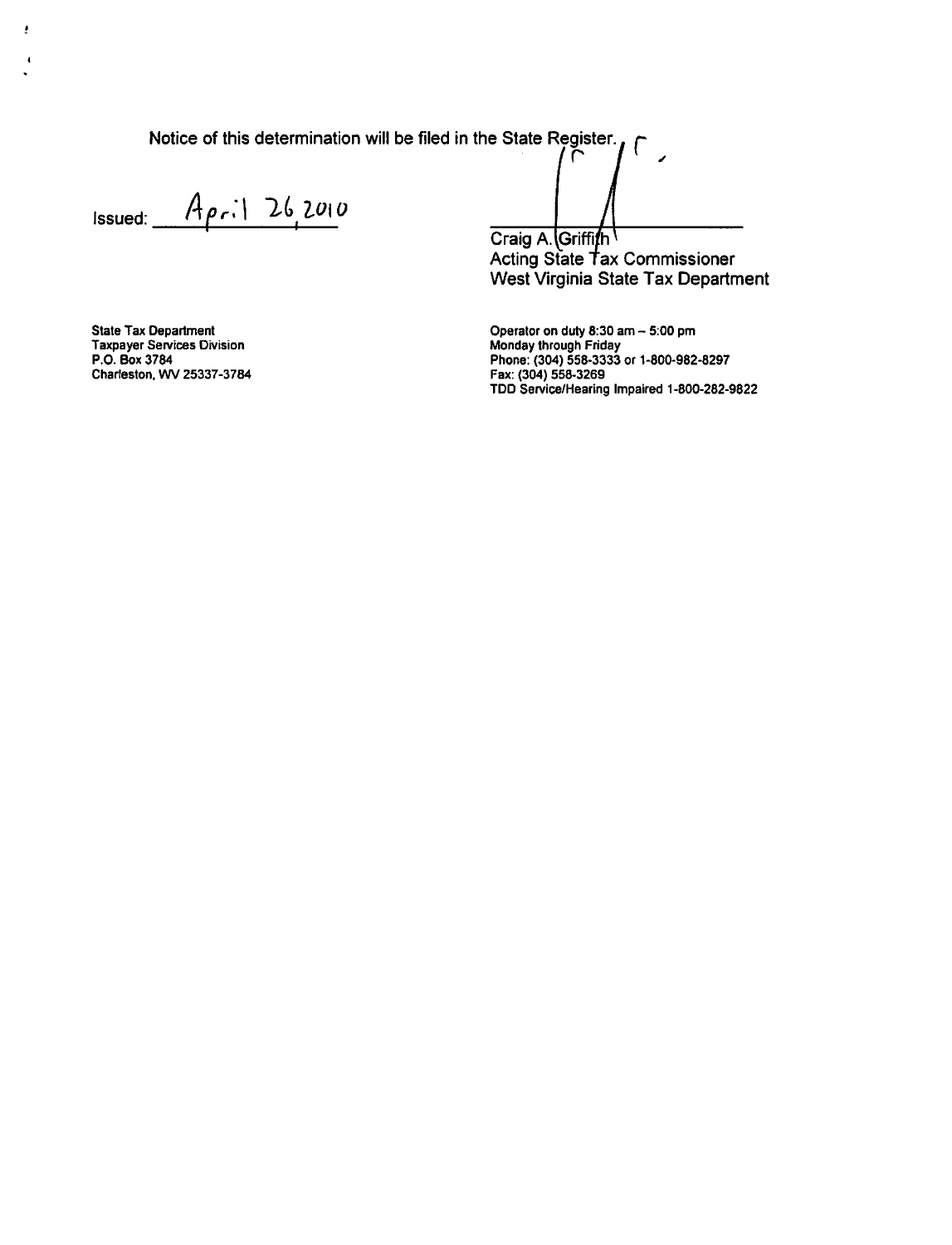Notice of this determination will be filed in the State Register.

Issued: April 26, 2010

Craig A. Griffith
Acting State Tax Commissioner
West Virginia State Tax Department

State Tax Department
Taxpayer Services Division
P.O. Box 3784
Charleston, WV 25337-3784

Operator on duty 8:30 am – 5:00 pm
Monday through Friday
Phone: (304) 558-3333 or 1-800-982-8297
Fax: (304) 558-3269
TDD Service/Hearing Impaired 1-800-282-9822